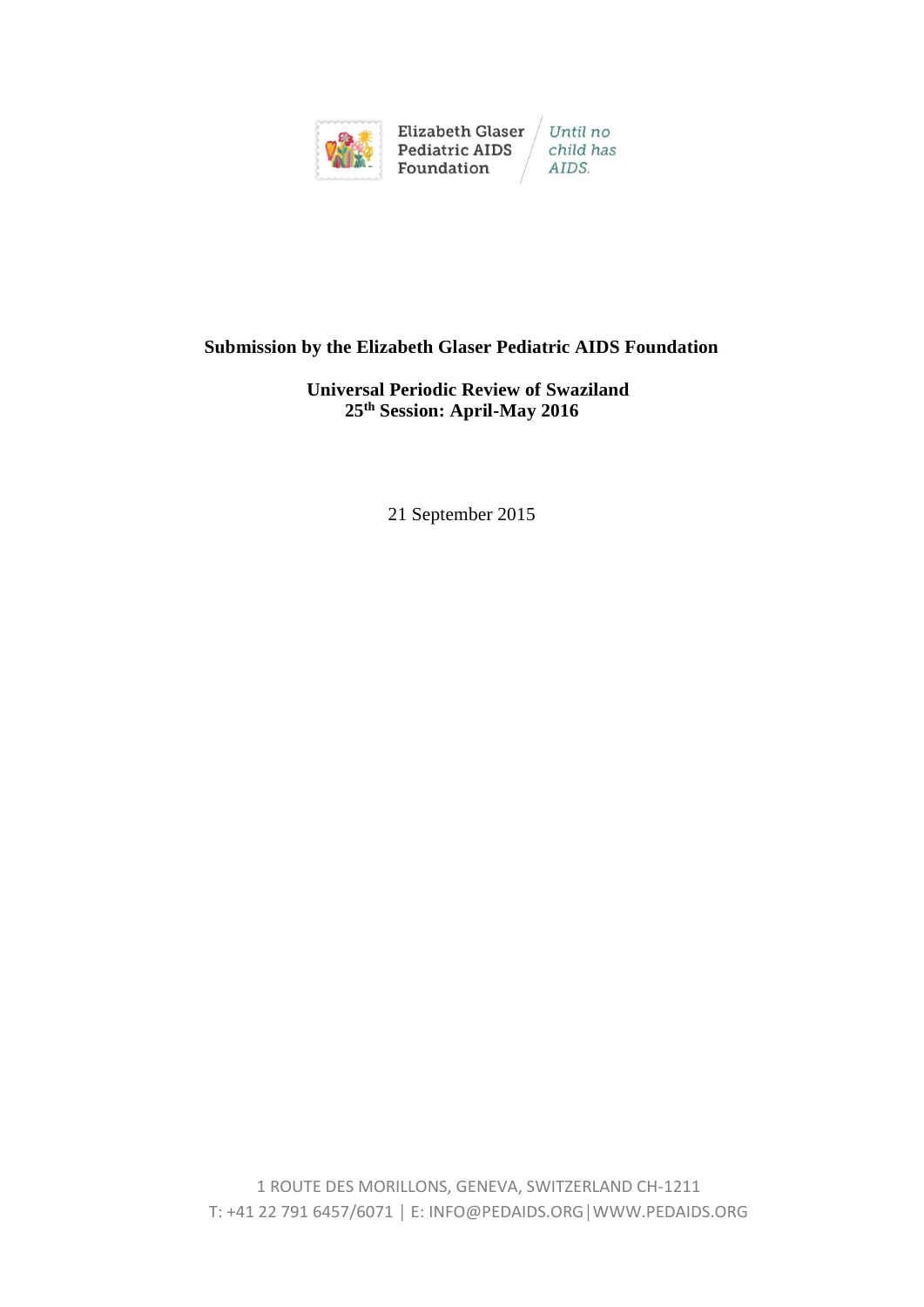Elizabeth Glaser Pediatric AIDS Foundation

*Until no child has AIDS.*

**Submission by the Elizabeth Glaser Pediatric AIDS Foundation**

**Universal Periodic Review of Swaziland**

**25th Session: April-May 2016**

21 September 2015

1 ROUTE DES MORILLONS, GENEVA, SWITZERLAND CH-1211

T: +41 22 791 6457/6071 | E: INFO@PEDAIDS.ORG | WWW.PEDAIDS.ORG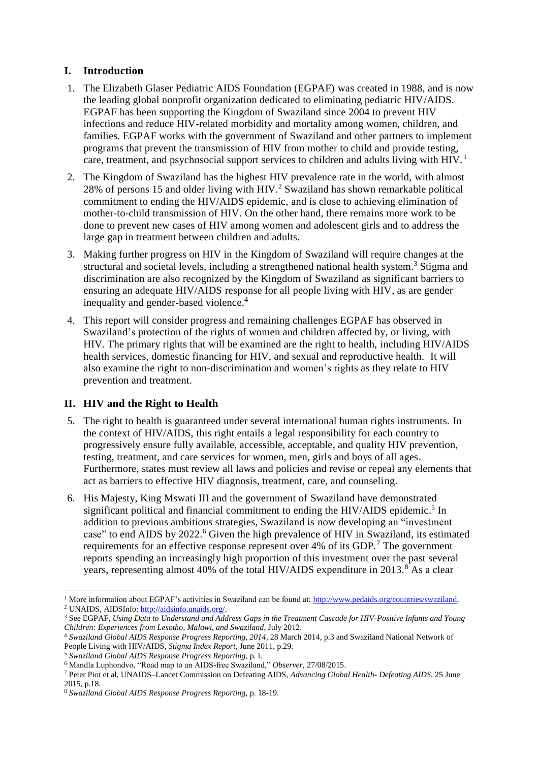## I. Introduction

1. The Elizabeth Glaser Pediatric AIDS Foundation (EGPAF) was created in 1988, and is now the leading global nonprofit organization dedicated to eliminating pediatric HIV/AIDS. EGPAF has been supporting the Kingdom of Swaziland since 2004 to prevent HIV infections and reduce HIV-related morbidity and mortality among women, children, and families. EGPAF works with the government of Swaziland and other partners to implement programs that prevent the transmission of HIV from mother to child and provide testing, care, treatment, and psychosocial support services to children and adults living with HIV.[1]

2. The Kingdom of Swaziland has the highest HIV prevalence rate in the world, with almost 28% of persons 15 and older living with HIV.[2] Swaziland has shown remarkable political commitment to ending the HIV/AIDS epidemic, and is close to achieving elimination of mother-to-child transmission of HIV. On the other hand, there remains more work to be done to prevent new cases of HIV among women and adolescent girls and to address the large gap in treatment between children and adults.

3. Making further progress on HIV in the Kingdom of Swaziland will require changes at the structural and societal levels, including a strengthened national health system.[3] Stigma and discrimination are also recognized by the Kingdom of Swaziland as significant barriers to ensuring an adequate HIV/AIDS response for all people living with HIV, as are gender inequality and gender-based violence.[4]

4. This report will consider progress and remaining challenges EGPAF has observed in Swaziland's protection of the rights of women and children affected by, or living, with HIV. The primary rights that will be examined are the right to health, including HIV/AIDS health services, domestic financing for HIV, and sexual and reproductive health. It will also examine the right to non-discrimination and women's rights as they relate to HIV prevention and treatment.

## II. HIV and the Right to Health

5. The right to health is guaranteed under several international human rights instruments. In the context of HIV/AIDS, this right entails a legal responsibility for each country to progressively ensure fully available, accessible, acceptable, and quality HIV prevention, testing, treatment, and care services for women, men, girls and boys of all ages. Furthermore, states must review all laws and policies and revise or repeal any elements that act as barriers to effective HIV diagnosis, treatment, care, and counseling.

6. His Majesty, King Mswati III and the government of Swaziland have demonstrated significant political and financial commitment to ending the HIV/AIDS epidemic.[5] In addition to previous ambitious strategies, Swaziland is now developing an "investment case" to end AIDS by 2022.[6] Given the high prevalence of HIV in Swaziland, its estimated requirements for an effective response represent over 4% of its GDP.[7] The government reports spending an increasingly high proportion of this investment over the past several years, representing almost 40% of the total HIV/AIDS expenditure in 2013.[8] As a clear

---

[1] More information about EGPAF's activities in Swaziland can be found at: http://www.pedaids.org/countries/swaziland.

[2] UNAIDS, AIDSInfo: http://aidsinfo.unaids.org/.

[3] See EGPAF, *Using Data to Understand and Address Gaps in the Treatment Cascade for HIV-Positive Infants and Young Children: Experiences from Lesotho, Malawi, and Swaziland,* July 2012.

[4] *Swaziland Global AIDS Response Progress Reporting, 2014*, 28 March 2014, p.3 and Swaziland National Network of People Living with HIV/AIDS, *Stigma Index Report,* June 2011, p.29.

[5] *Swaziland Global AIDS Response Progress Reporting,* p. i.

[6] Mandla Luphondvo, "Road map to an AIDS-free Swaziland," *Observer,* 27/08/2015.

[7] Peter Piot et al, UNAIDS–Lancet Commission on Defeating AIDS, *Advancing Global Health- Defeating AIDS,* 25 June 2015, p.18.

[8] *Swaziland Global AIDS Response Progress Reporting,* p. 18-19.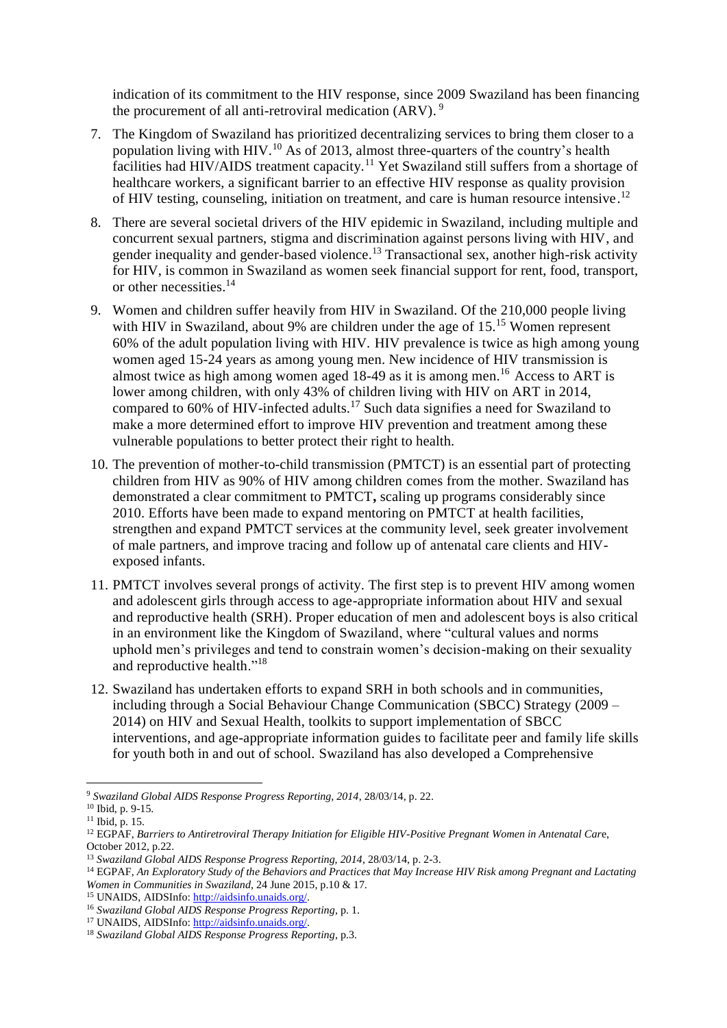indication of its commitment to the HIV response, since 2009 Swaziland has been financing the procurement of all anti-retroviral medication (ARV).[9]

7. The Kingdom of Swaziland has prioritized decentralizing services to bring them closer to a population living with HIV.[10] As of 2013, almost three-quarters of the country's health facilities had HIV/AIDS treatment capacity.[11] Yet Swaziland still suffers from a shortage of healthcare workers, a significant barrier to an effective HIV response as quality provision of HIV testing, counseling, initiation on treatment, and care is human resource intensive.[12]

8. There are several societal drivers of the HIV epidemic in Swaziland, including multiple and concurrent sexual partners, stigma and discrimination against persons living with HIV, and gender inequality and gender-based violence.[13] Transactional sex, another high-risk activity for HIV, is common in Swaziland as women seek financial support for rent, food, transport, or other necessities.[14]

9. Women and children suffer heavily from HIV in Swaziland. Of the 210,000 people living with HIV in Swaziland, about 9% are children under the age of 15.[15] Women represent 60% of the adult population living with HIV. HIV prevalence is twice as high among young women aged 15-24 years as among young men. New incidence of HIV transmission is almost twice as high among women aged 18-49 as it is among men.[16] Access to ART is lower among children, with only 43% of children living with HIV on ART in 2014, compared to 60% of HIV-infected adults.[17] Such data signifies a need for Swaziland to make a more determined effort to improve HIV prevention and treatment among these vulnerable populations to better protect their right to health.

10. The prevention of mother-to-child transmission (PMTCT) is an essential part of protecting children from HIV as 90% of HIV among children comes from the mother. Swaziland has demonstrated a clear commitment to PMTCT**,** scaling up programs considerably since 2010. Efforts have been made to expand mentoring on PMTCT at health facilities, strengthen and expand PMTCT services at the community level, seek greater involvement of male partners, and improve tracing and follow up of antenatal care clients and HIV-exposed infants.

11. PMTCT involves several prongs of activity. The first step is to prevent HIV among women and adolescent girls through access to age-appropriate information about HIV and sexual and reproductive health (SRH). Proper education of men and adolescent boys is also critical in an environment like the Kingdom of Swaziland, where "cultural values and norms uphold men's privileges and tend to constrain women's decision-making on their sexuality and reproductive health."[18]

12. Swaziland has undertaken efforts to expand SRH in both schools and in communities, including through a Social Behaviour Change Communication (SBCC) Strategy (2009 – 2014) on HIV and Sexual Health, toolkits to support implementation of SBCC interventions, and age-appropriate information guides to facilitate peer and family life skills for youth both in and out of school. Swaziland has also developed a Comprehensive

---

[9] *Swaziland Global AIDS Response Progress Reporting, 2014*, 28/03/14, p. 22.

[10] Ibid, p. 9-15.

[11] Ibid, p. 15.

[12] EGPAF, *Barriers to Antiretroviral Therapy Initiation for Eligible HIV-Positive Pregnant Women in Antenatal Car*e, October 2012, p.22.

[13] *Swaziland Global AIDS Response Progress Reporting, 2014*, 28/03/14, p. 2-3.

[14] EGPAF, *An Exploratory Study of the Behaviors and Practices that May Increase HIV Risk among Pregnant and Lactating Women in Communities in Swaziland*, 24 June 2015, p.10 & 17.

[15] UNAIDS, AIDSInfo: http://aidsinfo.unaids.org/.

[16] *Swaziland Global AIDS Response Progress Reporting*, p. 1.

[17] UNAIDS, AIDSInfo: http://aidsinfo.unaids.org/.

[18] *Swaziland Global AIDS Response Progress Reporting*, p.3.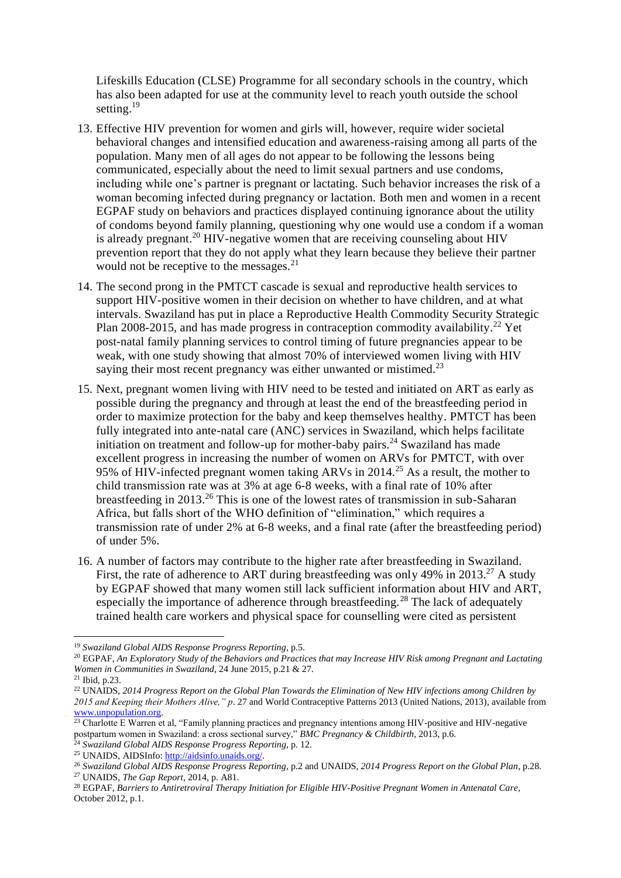Lifeskills Education (CLSE) Programme for all secondary schools in the country, which has also been adapted for use at the community level to reach youth outside the school setting.[19]

13. Effective HIV prevention for women and girls will, however, require wider societal behavioral changes and intensified education and awareness-raising among all parts of the population. Many men of all ages do not appear to be following the lessons being communicated, especially about the need to limit sexual partners and use condoms, including while one's partner is pregnant or lactating. Such behavior increases the risk of a woman becoming infected during pregnancy or lactation. Both men and women in a recent EGPAF study on behaviors and practices displayed continuing ignorance about the utility of condoms beyond family planning, questioning why one would use a condom if a woman is already pregnant.[20] HIV-negative women that are receiving counseling about HIV prevention report that they do not apply what they learn because they believe their partner would not be receptive to the messages.[21]

14. The second prong in the PMTCT cascade is sexual and reproductive health services to support HIV-positive women in their decision on whether to have children, and at what intervals. Swaziland has put in place a Reproductive Health Commodity Security Strategic Plan 2008-2015, and has made progress in contraception commodity availability.[22] Yet post-natal family planning services to control timing of future pregnancies appear to be weak, with one study showing that almost 70% of interviewed women living with HIV saying their most recent pregnancy was either unwanted or mistimed.[23]

15. Next, pregnant women living with HIV need to be tested and initiated on ART as early as possible during the pregnancy and through at least the end of the breastfeeding period in order to maximize protection for the baby and keep themselves healthy. PMTCT has been fully integrated into ante-natal care (ANC) services in Swaziland, which helps facilitate initiation on treatment and follow-up for mother-baby pairs.[24] Swaziland has made excellent progress in increasing the number of women on ARVs for PMTCT, with over 95% of HIV-infected pregnant women taking ARVs in 2014.[25] As a result, the mother to child transmission rate was at 3% at age 6-8 weeks, with a final rate of 10% after breastfeeding in 2013.[26] This is one of the lowest rates of transmission in sub-Saharan Africa, but falls short of the WHO definition of "elimination," which requires a transmission rate of under 2% at 6-8 weeks, and a final rate (after the breastfeeding period) of under 5%.

16. A number of factors may contribute to the higher rate after breastfeeding in Swaziland. First, the rate of adherence to ART during breastfeeding was only 49% in 2013.[27] A study by EGPAF showed that many women still lack sufficient information about HIV and ART, especially the importance of adherence through breastfeeding.[28] The lack of adequately trained health care workers and physical space for counselling were cited as persistent

---

[19] *Swaziland Global AIDS Response Progress Reporting*, p.5.

[20] EGPAF, *An Exploratory Study of the Behaviors and Practices that may Increase HIV Risk among Pregnant and Lactating Women in Communities in Swaziland*, 24 June 2015, p.21 & 27.

[21] Ibid, p.23.

[22] UNAIDS, *2014 Progress Report on the Global Plan Towards the Elimination of New HIV infections among Children by 2015 and Keeping their Mothers Alive," p*. 27 and World Contraceptive Patterns 2013 (United Nations, 2013), available from www.unpopulation.org.

[23] Charlotte E Warren et al, "Family planning practices and pregnancy intentions among HIV-positive and HIV-negative postpartum women in Swaziland: a cross sectional survey," *BMC Pregnancy & Childbirth*, 2013, p.6.

[24] *Swaziland Global AIDS Response Progress Reporting*, p. 12.

[25] UNAIDS, AIDSInfo: http://aidsinfo.unaids.org/.

[26] *Swaziland Global AIDS Response Progress Reporting*, p.2 and UNAIDS, *2014 Progress Report on the Global Plan*, p.28.

[27] UNAIDS, *The Gap Report*, 2014, p. A81.

[28] EGPAF, *Barriers to Antiretroviral Therapy Initiation for Eligible HIV-Positive Pregnant Women in Antenatal Care*, October 2012, p.1.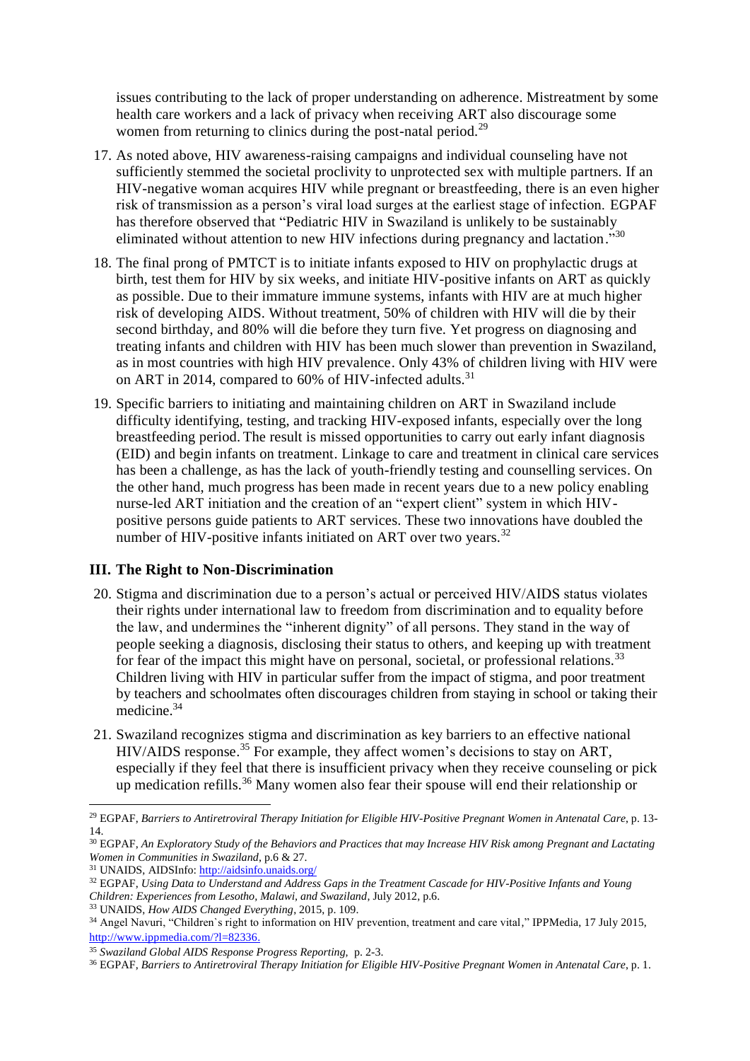issues contributing to the lack of proper understanding on adherence. Mistreatment by some health care workers and a lack of privacy when receiving ART also discourage some women from returning to clinics during the post-natal period.[29]

17. As noted above, HIV awareness-raising campaigns and individual counseling have not sufficiently stemmed the societal proclivity to unprotected sex with multiple partners. If an HIV-negative woman acquires HIV while pregnant or breastfeeding, there is an even higher risk of transmission as a person's viral load surges at the earliest stage of infection. EGPAF has therefore observed that "Pediatric HIV in Swaziland is unlikely to be sustainably eliminated without attention to new HIV infections during pregnancy and lactation."[30]

18. The final prong of PMTCT is to initiate infants exposed to HIV on prophylactic drugs at birth, test them for HIV by six weeks, and initiate HIV-positive infants on ART as quickly as possible. Due to their immature immune systems, infants with HIV are at much higher risk of developing AIDS. Without treatment, 50% of children with HIV will die by their second birthday, and 80% will die before they turn five. Yet progress on diagnosing and treating infants and children with HIV has been much slower than prevention in Swaziland, as in most countries with high HIV prevalence. Only 43% of children living with HIV were on ART in 2014, compared to 60% of HIV-infected adults.[31]

19. Specific barriers to initiating and maintaining children on ART in Swaziland include difficulty identifying, testing, and tracking HIV-exposed infants, especially over the long breastfeeding period. The result is missed opportunities to carry out early infant diagnosis (EID) and begin infants on treatment. Linkage to care and treatment in clinical care services has been a challenge, as has the lack of youth-friendly testing and counselling services. On the other hand, much progress has been made in recent years due to a new policy enabling nurse-led ART initiation and the creation of an "expert client" system in which HIV-positive persons guide patients to ART services. These two innovations have doubled the number of HIV-positive infants initiated on ART over two years.[32]

## III. The Right to Non-Discrimination

20. Stigma and discrimination due to a person's actual or perceived HIV/AIDS status violates their rights under international law to freedom from discrimination and to equality before the law, and undermines the "inherent dignity" of all persons. They stand in the way of people seeking a diagnosis, disclosing their status to others, and keeping up with treatment for fear of the impact this might have on personal, societal, or professional relations.[33] Children living with HIV in particular suffer from the impact of stigma, and poor treatment by teachers and schoolmates often discourages children from staying in school or taking their medicine.[34]

21. Swaziland recognizes stigma and discrimination as key barriers to an effective national HIV/AIDS response.[35] For example, they affect women's decisions to stay on ART, especially if they feel that there is insufficient privacy when they receive counseling or pick up medication refills.[36] Many women also fear their spouse will end their relationship or

---

[29] EGPAF, *Barriers to Antiretroviral Therapy Initiation for Eligible HIV-Positive Pregnant Women in Antenatal Care*, p. 13-14.

[30] EGPAF, *An Exploratory Study of the Behaviors and Practices that may Increase HIV Risk among Pregnant and Lactating Women in Communities in Swaziland*, p.6 & 27.

[31] UNAIDS, AIDSInfo: http://aidsinfo.unaids.org/

[32] EGPAF, *Using Data to Understand and Address Gaps in the Treatment Cascade for HIV-Positive Infants and Young Children: Experiences from Lesotho, Malawi, and Swaziland*, July 2012, p.6.

[33] UNAIDS, *How AIDS Changed Everything*, 2015, p. 109.

[34] Angel Navuri, "Children`s right to information on HIV prevention, treatment and care vital," IPPMedia, 17 July 2015, http://www.ippmedia.com/?l=82336.

[35] *Swaziland Global AIDS Response Progress Reporting*, p. 2-3.

[36] EGPAF, *Barriers to Antiretroviral Therapy Initiation for Eligible HIV-Positive Pregnant Women in Antenatal Care*, p. 1.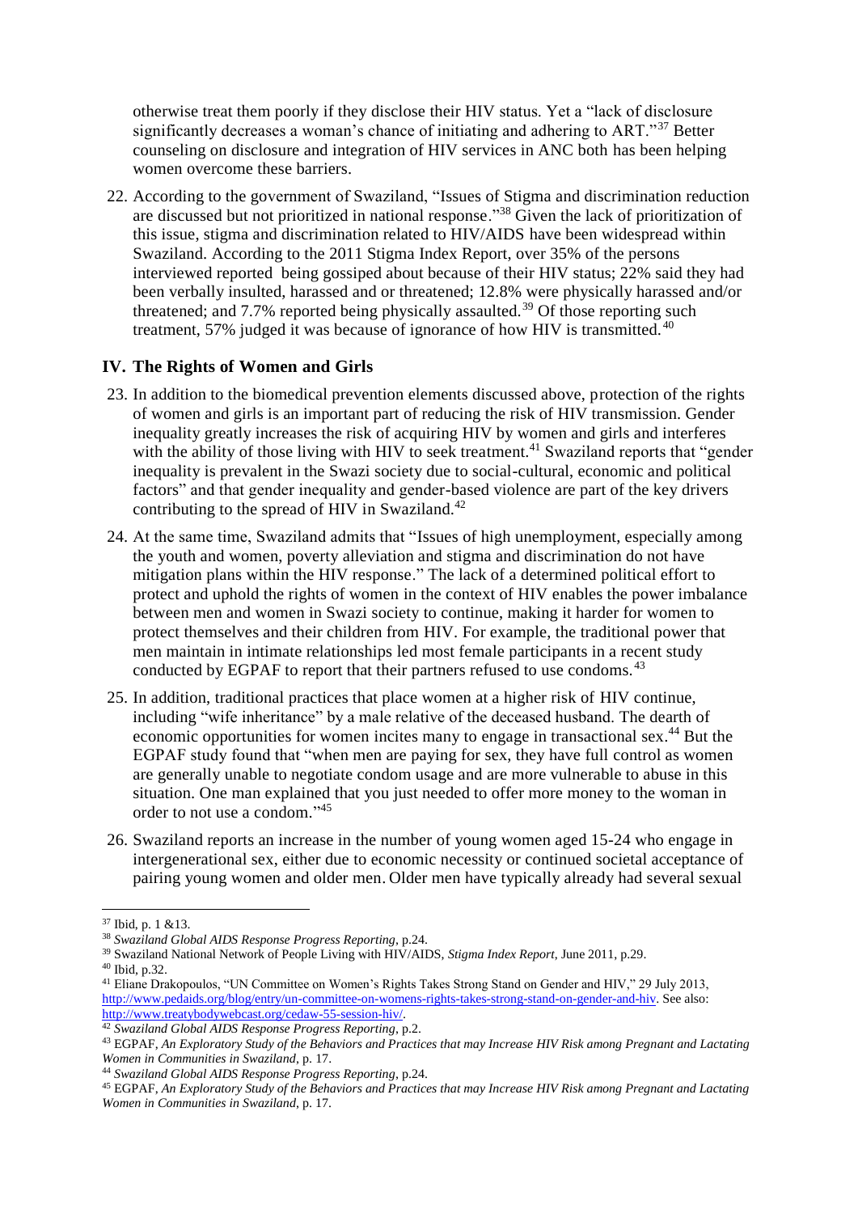otherwise treat them poorly if they disclose their HIV status. Yet a "lack of disclosure significantly decreases a woman's chance of initiating and adhering to ART."[37] Better counseling on disclosure and integration of HIV services in ANC both has been helping women overcome these barriers.

22. According to the government of Swaziland, "Issues of Stigma and discrimination reduction are discussed but not prioritized in national response."[38] Given the lack of prioritization of this issue, stigma and discrimination related to HIV/AIDS have been widespread within Swaziland. According to the 2011 Stigma Index Report, over 35% of the persons interviewed reported being gossiped about because of their HIV status; 22% said they had been verbally insulted, harassed and or threatened; 12.8% were physically harassed and/or threatened; and 7.7% reported being physically assaulted.[39] Of those reporting such treatment, 57% judged it was because of ignorance of how HIV is transmitted.[40]

## IV. The Rights of Women and Girls

23. In addition to the biomedical prevention elements discussed above, protection of the rights of women and girls is an important part of reducing the risk of HIV transmission. Gender inequality greatly increases the risk of acquiring HIV by women and girls and interferes with the ability of those living with HIV to seek treatment.[41] Swaziland reports that "gender inequality is prevalent in the Swazi society due to social-cultural, economic and political factors" and that gender inequality and gender-based violence are part of the key drivers contributing to the spread of HIV in Swaziland.[42]

24. At the same time, Swaziland admits that "Issues of high unemployment, especially among the youth and women, poverty alleviation and stigma and discrimination do not have mitigation plans within the HIV response." The lack of a determined political effort to protect and uphold the rights of women in the context of HIV enables the power imbalance between men and women in Swazi society to continue, making it harder for women to protect themselves and their children from HIV. For example, the traditional power that men maintain in intimate relationships led most female participants in a recent study conducted by EGPAF to report that their partners refused to use condoms.[43]

25. In addition, traditional practices that place women at a higher risk of HIV continue, including "wife inheritance" by a male relative of the deceased husband. The dearth of economic opportunities for women incites many to engage in transactional sex.[44] But the EGPAF study found that "when men are paying for sex, they have full control as women are generally unable to negotiate condom usage and are more vulnerable to abuse in this situation. One man explained that you just needed to offer more money to the woman in order to not use a condom."[45]

26. Swaziland reports an increase in the number of young women aged 15-24 who engage in intergenerational sex, either due to economic necessity or continued societal acceptance of pairing young women and older men. Older men have typically already had several sexual

---

[37] Ibid, p. 1 &13.

[38] *Swaziland Global AIDS Response Progress Reporting*, p.24.

[39] Swaziland National Network of People Living with HIV/AIDS, *Stigma Index Report*, June 2011, p.29.

[40] Ibid, p.32.

[41] Eliane Drakopoulos, "UN Committee on Women's Rights Takes Strong Stand on Gender and HIV," 29 July 2013, http://www.pedaids.org/blog/entry/un-committee-on-womens-rights-takes-strong-stand-on-gender-and-hiv. See also: http://www.treatybodywebcast.org/cedaw-55-session-hiv/.

[42] *Swaziland Global AIDS Response Progress Reporting*, p.2.

[43] EGPAF, *An Exploratory Study of the Behaviors and Practices that may Increase HIV Risk among Pregnant and Lactating Women in Communities in Swaziland*, p. 17.

[44] *Swaziland Global AIDS Response Progress Reporting*, p.24.

[45] EGPAF, *An Exploratory Study of the Behaviors and Practices that may Increase HIV Risk among Pregnant and Lactating Women in Communities in Swaziland*, p. 17.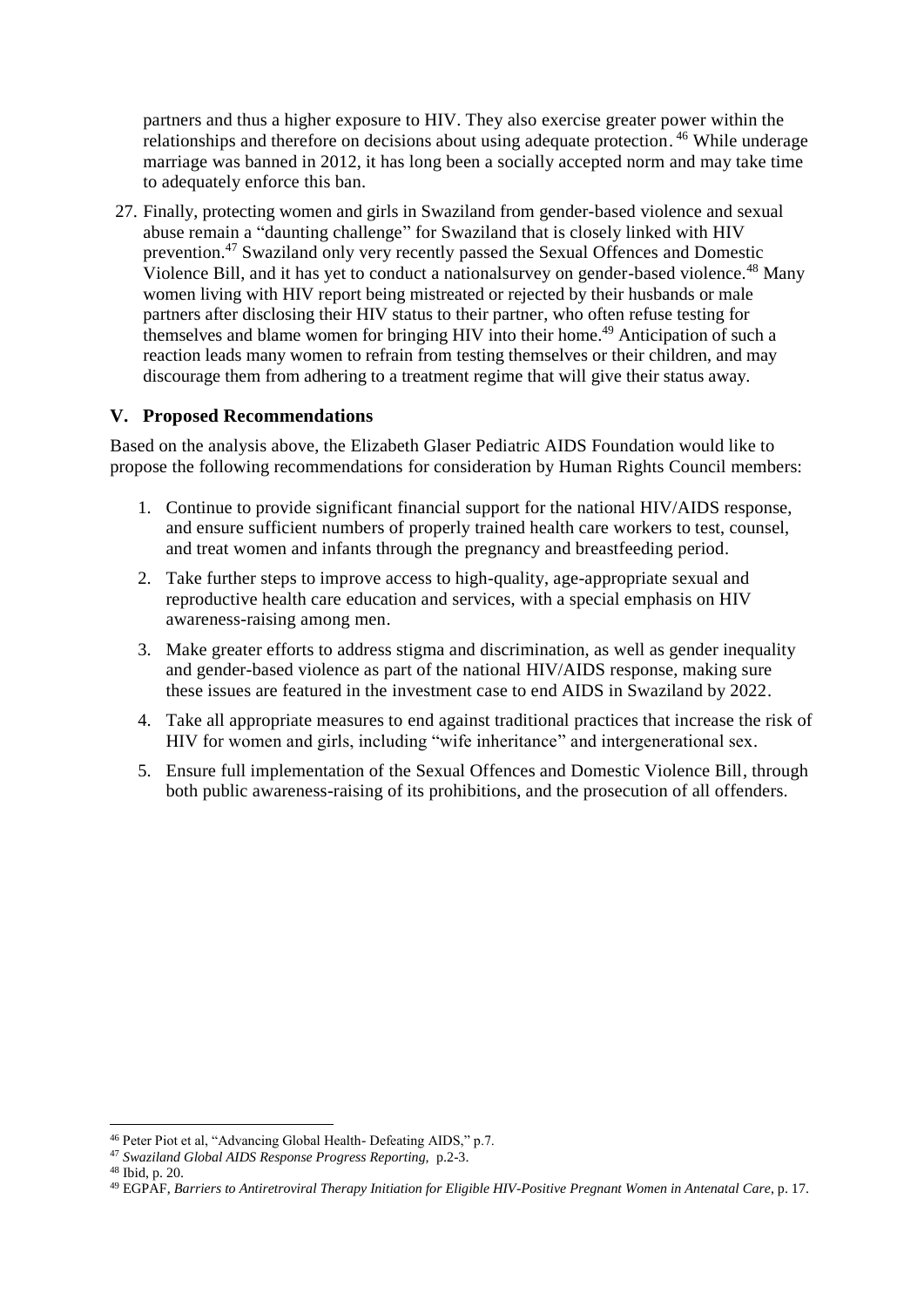partners and thus a higher exposure to HIV. They also exercise greater power within the relationships and therefore on decisions about using adequate protection.[46] While underage marriage was banned in 2012, it has long been a socially accepted norm and may take time to adequately enforce this ban.

27. Finally, protecting women and girls in Swaziland from gender-based violence and sexual abuse remain a "daunting challenge" for Swaziland that is closely linked with HIV prevention.[47] Swaziland only very recently passed the Sexual Offences and Domestic Violence Bill, and it has yet to conduct a nationalsurvey on gender-based violence.[48] Many women living with HIV report being mistreated or rejected by their husbands or male partners after disclosing their HIV status to their partner, who often refuse testing for themselves and blame women for bringing HIV into their home.[49] Anticipation of such a reaction leads many women to refrain from testing themselves or their children, and may discourage them from adhering to a treatment regime that will give their status away.

## V. Proposed Recommendations

Based on the analysis above, the Elizabeth Glaser Pediatric AIDS Foundation would like to propose the following recommendations for consideration by Human Rights Council members:

1. Continue to provide significant financial support for the national HIV/AIDS response, and ensure sufficient numbers of properly trained health care workers to test, counsel, and treat women and infants through the pregnancy and breastfeeding period.
2. Take further steps to improve access to high-quality, age-appropriate sexual and reproductive health care education and services, with a special emphasis on HIV awareness-raising among men.
3. Make greater efforts to address stigma and discrimination, as well as gender inequality and gender-based violence as part of the national HIV/AIDS response, making sure these issues are featured in the investment case to end AIDS in Swaziland by 2022.
4. Take all appropriate measures to end against traditional practices that increase the risk of HIV for women and girls, including "wife inheritance" and intergenerational sex.
5. Ensure full implementation of the Sexual Offences and Domestic Violence Bill, through both public awareness-raising of its prohibitions, and the prosecution of all offenders.

---

[46] Peter Piot et al, "Advancing Global Health- Defeating AIDS," p.7.

[47] *Swaziland Global AIDS Response Progress Reporting,* p.2-3.

[48] Ibid, p. 20.

[49] EGPAF, *Barriers to Antiretroviral Therapy Initiation for Eligible HIV-Positive Pregnant Women in Antenatal Care*, p. 17.